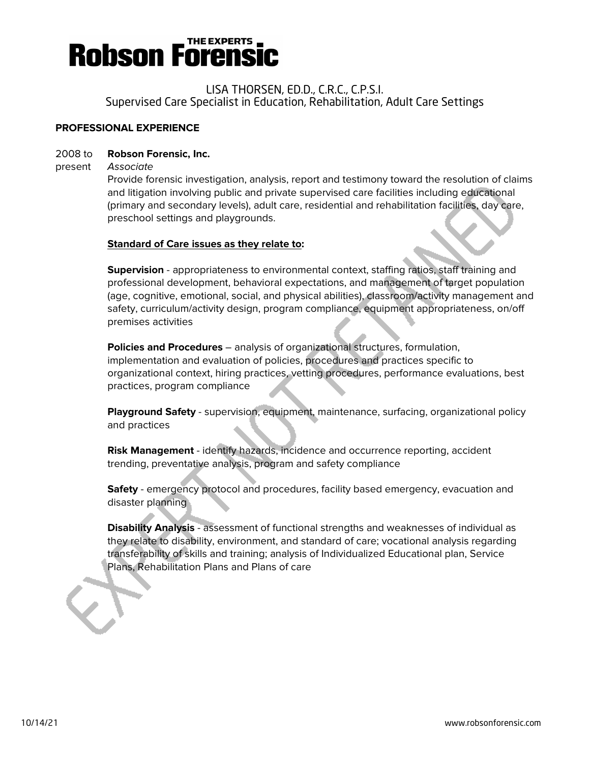# Robson Forensic

THE EXPERTS

## LISA THORSEN, ED.D., C.R.C., C.P.S.I.

Supervised Care Specialist in Education, Rehabilitation, Adult Care Settings

### PROFESSIONAL EXPERIENCE

2008 to present **Robson Forensic, Inc.**
*Associate*

Provide forensic investigation, analysis, report and testimony toward the resolution of claims and litigation involving public and private supervised care facilities including educational (primary and secondary levels), adult care, residential and rehabilitation facilities, day care, preschool settings and playgrounds.

**Standard of Care issues as they relate to:**

**Supervision** - appropriateness to environmental context, staffing ratios, staff training and professional development, behavioral expectations, and management of target population (age, cognitive, emotional, social, and physical abilities), classroom/activity management and safety, curriculum/activity design, program compliance, equipment appropriateness, on/off premises activities

**Policies and Procedures** – analysis of organizational structures, formulation, implementation and evaluation of policies, procedures and practices specific to organizational context, hiring practices, vetting procedures, performance evaluations, best practices, program compliance

**Playground Safety** - supervision, equipment, maintenance, surfacing, organizational policy and practices

**Risk Management** - identify hazards, incidence and occurrence reporting, accident trending, preventative analysis, program and safety compliance

**Safety** - emergency protocol and procedures, facility based emergency, evacuation and disaster planning

**Disability Analysis** - assessment of functional strengths and weaknesses of individual as they relate to disability, environment, and standard of care; vocational analysis regarding transferability of skills and training; analysis of Individualized Educational plan, Service Plans, Rehabilitation Plans and Plans of care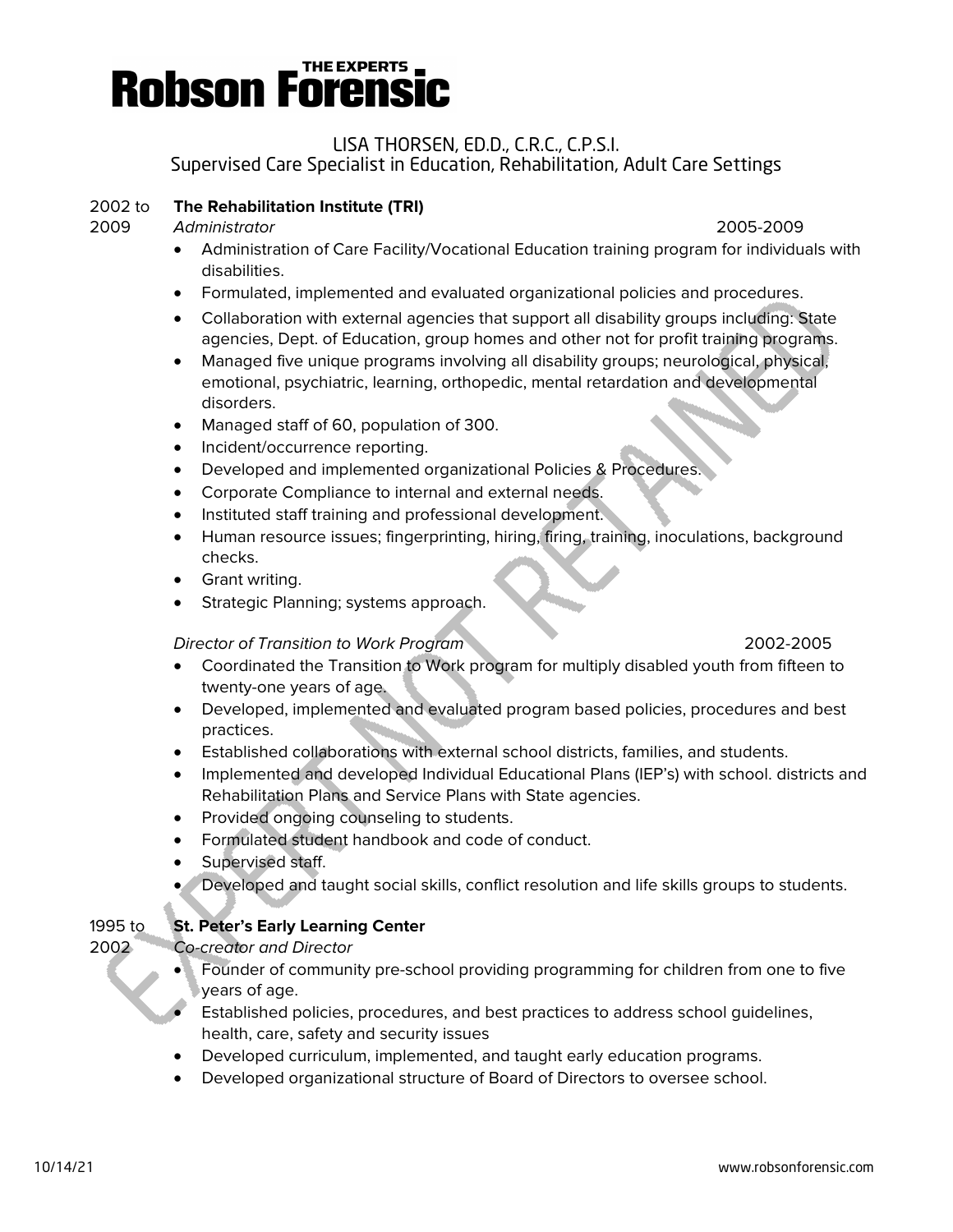# Robson Forensic

## LISA THORSEN, ED.D., C.R.C., C.P.S.I.
### Supervised Care Specialist in Education, Rehabilitation, Adult Care Settings

2002 to 2009 **The Rehabilitation Institute (TRI)**

*Administrator* 2005-2009

- Administration of Care Facility/Vocational Education training program for individuals with disabilities.
- Formulated, implemented and evaluated organizational policies and procedures.
- Collaboration with external agencies that support all disability groups including: State agencies, Dept. of Education, group homes and other not for profit training programs.
- Managed five unique programs involving all disability groups; neurological, physical, emotional, psychiatric, learning, orthopedic, mental retardation and developmental disorders.
- Managed staff of 60, population of 300.
- Incident/occurrence reporting.
- Developed and implemented organizational Policies & Procedures.
- Corporate Compliance to internal and external needs.
- Instituted staff training and professional development.
- Human resource issues; fingerprinting, hiring, firing, training, inoculations, background checks.
- Grant writing.
- Strategic Planning; systems approach.

*Director of Transition to Work Program* 2002-2005

- Coordinated the Transition to Work program for multiply disabled youth from fifteen to twenty-one years of age.
- Developed, implemented and evaluated program based policies, procedures and best practices.
- Established collaborations with external school districts, families, and students.
- Implemented and developed Individual Educational Plans (IEP's) with school. districts and Rehabilitation Plans and Service Plans with State agencies.
- Provided ongoing counseling to students.
- Formulated student handbook and code of conduct.
- Supervised staff.
- Developed and taught social skills, conflict resolution and life skills groups to students.

1995 to 2002 **St. Peter's Early Learning Center**

*Co-creator and Director*

- Founder of community pre-school providing programming for children from one to five years of age.
- Established policies, procedures, and best practices to address school guidelines, health, care, safety and security issues
- Developed curriculum, implemented, and taught early education programs.
- Developed organizational structure of Board of Directors to oversee school.

EXPERT NOT RETAINED

10/14/21 www.robsonforensic.com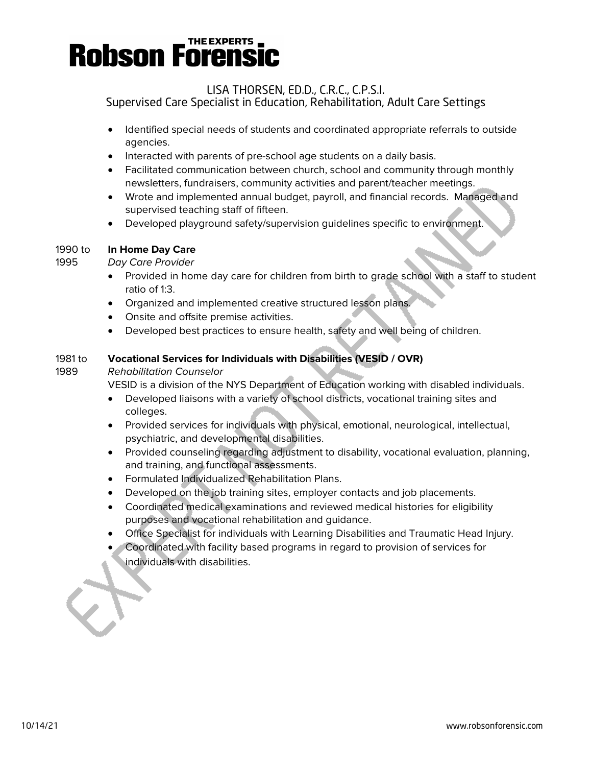- Identified special needs of students and coordinated appropriate referrals to outside agencies.
- Interacted with parents of pre-school age students on a daily basis.
- Facilitated communication between church, school and community through monthly newsletters, fundraisers, community activities and parent/teacher meetings.
- Wrote and implemented annual budget, payroll, and financial records. Managed and supervised teaching staff of fifteen.
- Developed playground safety/supervision guidelines specific to environment.

1990 to 1995 **In Home Day Care**

*Day Care Provider*

- Provided in home day care for children from birth to grade school with a staff to student ratio of 1:3.
- Organized and implemented creative structured lesson plans.
- Onsite and offsite premise activities.
- Developed best practices to ensure health, safety and well being of children.

1981 to 1989 **Vocational Services for Individuals with Disabilities (VESID / OVR)**

*Rehabilitation Counselor*

VESID is a division of the NYS Department of Education working with disabled individuals.

- Developed liaisons with a variety of school districts, vocational training sites and colleges.
- Provided services for individuals with physical, emotional, neurological, intellectual, psychiatric, and developmental disabilities.
- Provided counseling regarding adjustment to disability, vocational evaluation, planning, and training, and functional assessments.
- Formulated Individualized Rehabilitation Plans.
- Developed on the job training sites, employer contacts and job placements.
- Coordinated medical examinations and reviewed medical histories for eligibility purposes and vocational rehabilitation and guidance.
- Office Specialist for individuals with Learning Disabilities and Traumatic Head Injury.
- Coordinated with facility based programs in regard to provision of services for individuals with disabilities.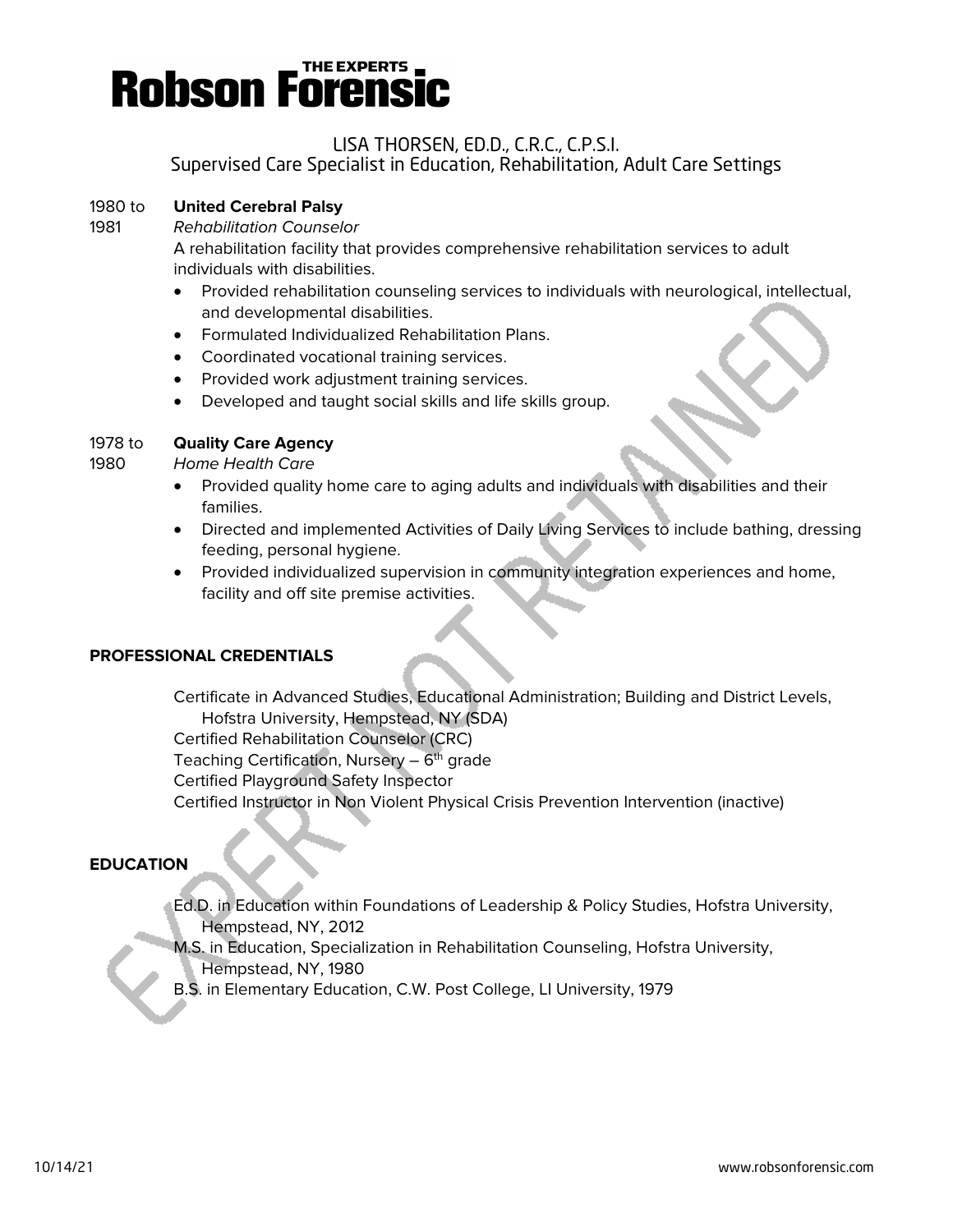1980 to 1981 **United Cerebral Palsy**
*Rehabilitation Counselor*
A rehabilitation facility that provides comprehensive rehabilitation services to adult individuals with disabilities.

- Provided rehabilitation counseling services to individuals with neurological, intellectual, and developmental disabilities.
- Formulated Individualized Rehabilitation Plans.
- Coordinated vocational training services.
- Provided work adjustment training services.
- Developed and taught social skills and life skills group.

1978 to 1980 **Quality Care Agency**
*Home Health Care*

- Provided quality home care to aging adults and individuals with disabilities and their families.
- Directed and implemented Activities of Daily Living Services to include bathing, dressing feeding, personal hygiene.
- Provided individualized supervision in community integration experiences and home, facility and off site premise activities.

## PROFESSIONAL CREDENTIALS

Certificate in Advanced Studies, Educational Administration; Building and District Levels, Hofstra University, Hempstead, NY (SDA)
Certified Rehabilitation Counselor (CRC)
Teaching Certification, Nursery – 6th grade
Certified Playground Safety Inspector
Certified Instructor in Non Violent Physical Crisis Prevention Intervention (inactive)

## EDUCATION

Ed.D. in Education within Foundations of Leadership & Policy Studies, Hofstra University, Hempstead, NY, 2012
M.S. in Education, Specialization in Rehabilitation Counseling, Hofstra University, Hempstead, NY, 1980
B.S. in Elementary Education, C.W. Post College, LI University, 1979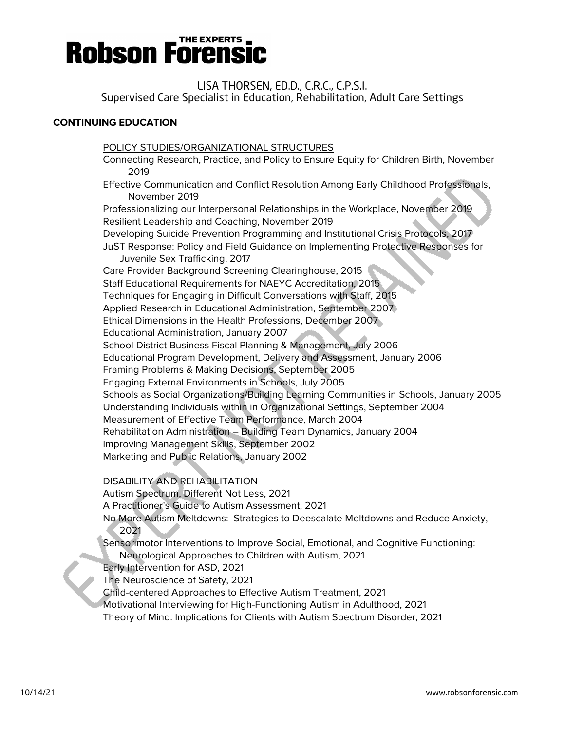# Robson Forensic

LISA THORSEN, ED.D., C.R.C., C.P.S.I.
Supervised Care Specialist in Education, Rehabilitation, Adult Care Settings

**CONTINUING EDUCATION**

POLICY STUDIES/ORGANIZATIONAL STRUCTURES

Connecting Research, Practice, and Policy to Ensure Equity for Children Birth, November 2019
Effective Communication and Conflict Resolution Among Early Childhood Professionals, November 2019
Professionalizing our Interpersonal Relationships in the Workplace, November 2019
Resilient Leadership and Coaching, November 2019
Developing Suicide Prevention Programming and Institutional Crisis Protocols, 2017
JuST Response: Policy and Field Guidance on Implementing Protective Responses for Juvenile Sex Trafficking, 2017
Care Provider Background Screening Clearinghouse, 2015
Staff Educational Requirements for NAEYC Accreditation, 2015
Techniques for Engaging in Difficult Conversations with Staff, 2015
Applied Research in Educational Administration, September 2007
Ethical Dimensions in the Health Professions, December 2007
Educational Administration, January 2007
School District Business Fiscal Planning & Management, July 2006
Educational Program Development, Delivery and Assessment, January 2006
Framing Problems & Making Decisions, September 2005
Engaging External Environments in Schools, July 2005
Schools as Social Organizations/Building Learning Communities in Schools, January 2005
Understanding Individuals within in Organizational Settings, September 2004
Measurement of Effective Team Performance, March 2004
Rehabilitation Administration – Building Team Dynamics, January 2004
Improving Management Skills, September 2002
Marketing and Public Relations, January 2002

DISABILITY AND REHABILITATION

Autism Spectrum, Different Not Less, 2021
A Practitioner's Guide to Autism Assessment, 2021
No More Autism Meltdowns: Strategies to Deescalate Meltdowns and Reduce Anxiety, 2021
Sensorimotor Interventions to Improve Social, Emotional, and Cognitive Functioning: Neurological Approaches to Children with Autism, 2021
Early Intervention for ASD, 2021
The Neuroscience of Safety, 2021
Child-centered Approaches to Effective Autism Treatment, 2021
Motivational Interviewing for High-Functioning Autism in Adulthood, 2021
Theory of Mind: Implications for Clients with Autism Spectrum Disorder, 2021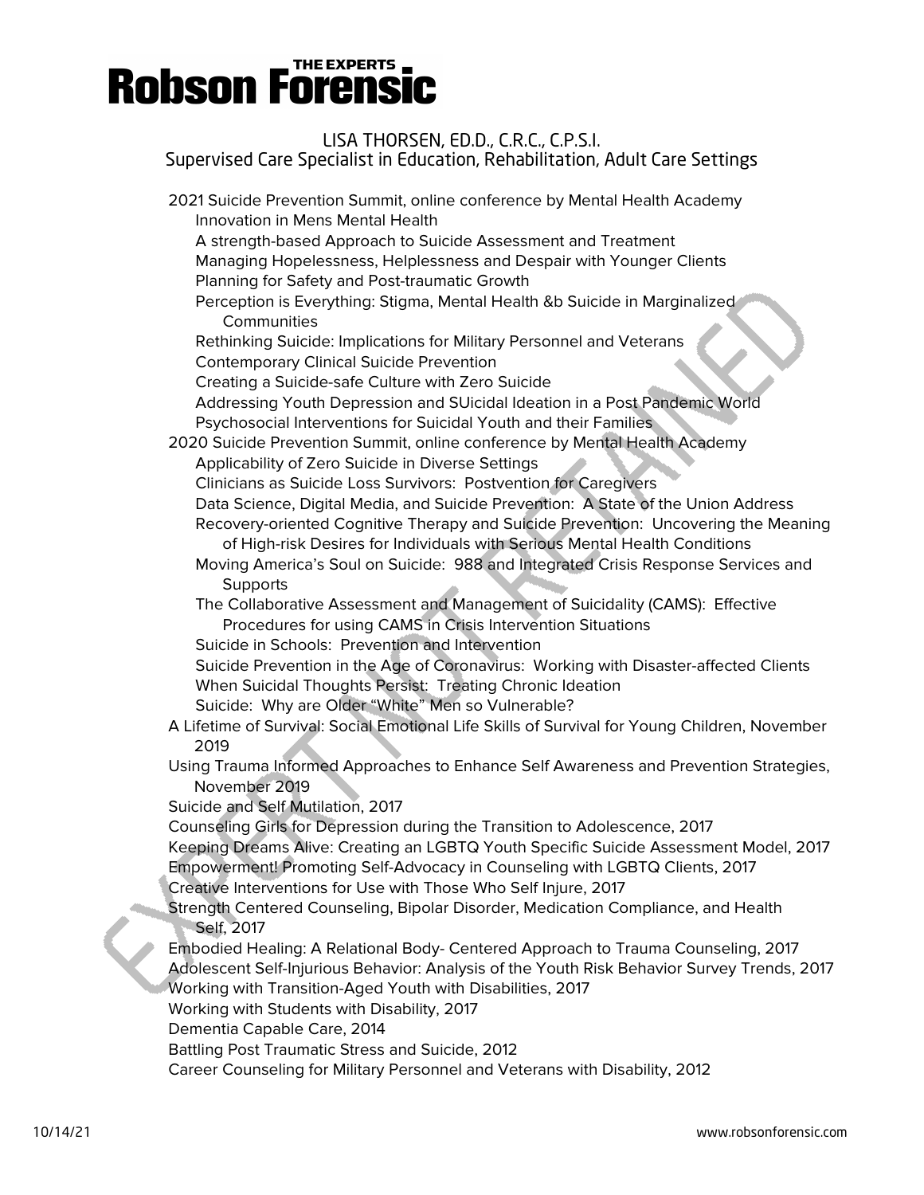# Robson Forensic

## LISA THORSEN, ED.D., C.R.C., C.P.S.I.
### Supervised Care Specialist in Education, Rehabilitation, Adult Care Settings

- 2021 Suicide Prevention Summit, online conference by Mental Health Academy
  - Innovation in Mens Mental Health
  - A strength-based Approach to Suicide Assessment and Treatment
  - Managing Hopelessness, Helplessness and Despair with Younger Clients
  - Planning for Safety and Post-traumatic Growth
  - Perception is Everything: Stigma, Mental Health &b Suicide in Marginalized Communities
  - Rethinking Suicide: Implications for Military Personnel and Veterans
  - Contemporary Clinical Suicide Prevention
  - Creating a Suicide-safe Culture with Zero Suicide
  - Addressing Youth Depression and SUicidal Ideation in a Post Pandemic World
  - Psychosocial Interventions for Suicidal Youth and their Families
- 2020 Suicide Prevention Summit, online conference by Mental Health Academy
  - Applicability of Zero Suicide in Diverse Settings
  - Clinicians as Suicide Loss Survivors: Postvention for Caregivers
  - Data Science, Digital Media, and Suicide Prevention: A State of the Union Address
  - Recovery-oriented Cognitive Therapy and Suicide Prevention: Uncovering the Meaning of High-risk Desires for Individuals with Serious Mental Health Conditions
  - Moving America's Soul on Suicide: 988 and Integrated Crisis Response Services and Supports
  - The Collaborative Assessment and Management of Suicidality (CAMS): Effective Procedures for using CAMS in Crisis Intervention Situations
  - Suicide in Schools: Prevention and Intervention
  - Suicide Prevention in the Age of Coronavirus: Working with Disaster-affected Clients
  - When Suicidal Thoughts Persist: Treating Chronic Ideation
  - Suicide: Why are Older "White" Men so Vulnerable?
- A Lifetime of Survival: Social Emotional Life Skills of Survival for Young Children, November 2019
- Using Trauma Informed Approaches to Enhance Self Awareness and Prevention Strategies, November 2019
- Suicide and Self Mutilation, 2017
- Counseling Girls for Depression during the Transition to Adolescence, 2017
- Keeping Dreams Alive: Creating an LGBTQ Youth Specific Suicide Assessment Model, 2017
- Empowerment! Promoting Self-Advocacy in Counseling with LGBTQ Clients, 2017
- Creative Interventions for Use with Those Who Self Injure, 2017
- Strength Centered Counseling, Bipolar Disorder, Medication Compliance, and Health Self, 2017
- Embodied Healing: A Relational Body- Centered Approach to Trauma Counseling, 2017
- Adolescent Self-Injurious Behavior: Analysis of the Youth Risk Behavior Survey Trends, 2017
- Working with Transition-Aged Youth with Disabilities, 2017
- Working with Students with Disability, 2017
- Dementia Capable Care, 2014
- Battling Post Traumatic Stress and Suicide, 2012
- Career Counseling for Military Personnel and Veterans with Disability, 2012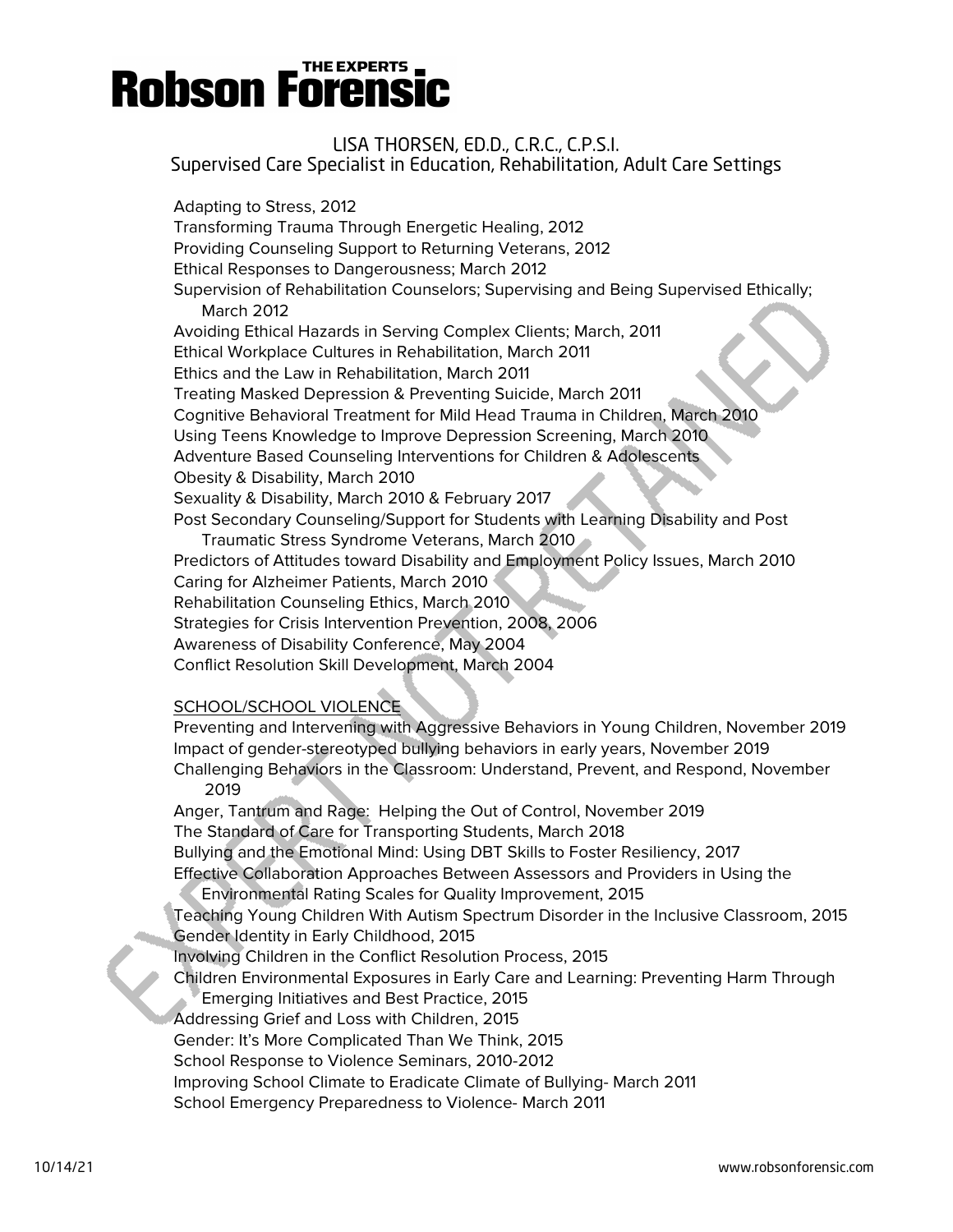Adapting to Stress, 2012
Transforming Trauma Through Energetic Healing, 2012
Providing Counseling Support to Returning Veterans, 2012
Ethical Responses to Dangerousness; March 2012
Supervision of Rehabilitation Counselors; Supervising and Being Supervised Ethically; March 2012
Avoiding Ethical Hazards in Serving Complex Clients; March, 2011
Ethical Workplace Cultures in Rehabilitation, March 2011
Ethics and the Law in Rehabilitation, March 2011
Treating Masked Depression & Preventing Suicide, March 2011
Cognitive Behavioral Treatment for Mild Head Trauma in Children, March 2010
Using Teens Knowledge to Improve Depression Screening, March 2010
Adventure Based Counseling Interventions for Children & Adolescents
Obesity & Disability, March 2010
Sexuality & Disability, March 2010 & February 2017
Post Secondary Counseling/Support for Students with Learning Disability and Post Traumatic Stress Syndrome Veterans, March 2010
Predictors of Attitudes toward Disability and Employment Policy Issues, March 2010
Caring for Alzheimer Patients, March 2010
Rehabilitation Counseling Ethics, March 2010
Strategies for Crisis Intervention Prevention, 2008, 2006
Awareness of Disability Conference, May 2004
Conflict Resolution Skill Development, March 2004

SCHOOL/SCHOOL VIOLENCE

Preventing and Intervening with Aggressive Behaviors in Young Children, November 2019
Impact of gender-stereotyped bullying behaviors in early years, November 2019
Challenging Behaviors in the Classroom: Understand, Prevent, and Respond, November 2019
Anger, Tantrum and Rage: Helping the Out of Control, November 2019
The Standard of Care for Transporting Students, March 2018
Bullying and the Emotional Mind: Using DBT Skills to Foster Resiliency, 2017
Effective Collaboration Approaches Between Assessors and Providers in Using the Environmental Rating Scales for Quality Improvement, 2015
Teaching Young Children With Autism Spectrum Disorder in the Inclusive Classroom, 2015
Gender Identity in Early Childhood, 2015
Involving Children in the Conflict Resolution Process, 2015
Children Environmental Exposures in Early Care and Learning: Preventing Harm Through Emerging Initiatives and Best Practice, 2015
Addressing Grief and Loss with Children, 2015
Gender: It's More Complicated Than We Think, 2015
School Response to Violence Seminars, 2010-2012
Improving School Climate to Eradicate Climate of Bullying- March 2011
School Emergency Preparedness to Violence- March 2011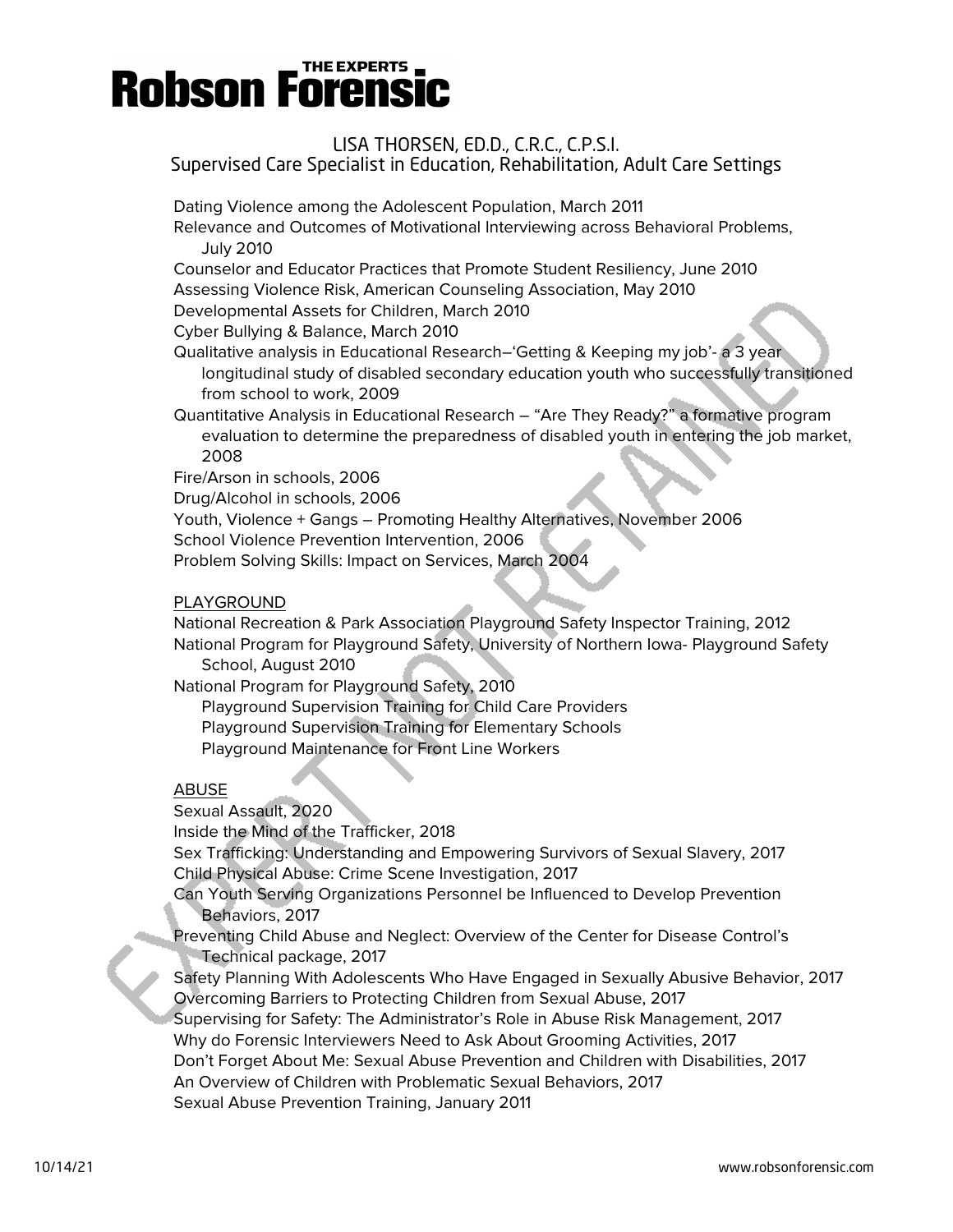Dating Violence among the Adolescent Population, March 2011
Relevance and Outcomes of Motivational Interviewing across Behavioral Problems, July 2010
Counselor and Educator Practices that Promote Student Resiliency, June 2010
Assessing Violence Risk, American Counseling Association, May 2010
Developmental Assets for Children, March 2010
Cyber Bullying & Balance, March 2010
Qualitative analysis in Educational Research–'Getting & Keeping my job'- a 3 year longitudinal study of disabled secondary education youth who successfully transitioned from school to work, 2009
Quantitative Analysis in Educational Research – "Are They Ready?" a formative program evaluation to determine the preparedness of disabled youth in entering the job market, 2008
Fire/Arson in schools, 2006
Drug/Alcohol in schools, 2006
Youth, Violence + Gangs – Promoting Healthy Alternatives, November 2006
School Violence Prevention Intervention, 2006
Problem Solving Skills: Impact on Services, March 2004

PLAYGROUND

National Recreation & Park Association Playground Safety Inspector Training, 2012
National Program for Playground Safety, University of Northern Iowa- Playground Safety School, August 2010
National Program for Playground Safety, 2010
- Playground Supervision Training for Child Care Providers
- Playground Supervision Training for Elementary Schools
- Playground Maintenance for Front Line Workers

ABUSE

Sexual Assault, 2020
Inside the Mind of the Trafficker, 2018
Sex Trafficking: Understanding and Empowering Survivors of Sexual Slavery, 2017
Child Physical Abuse: Crime Scene Investigation, 2017
Can Youth Serving Organizations Personnel be Influenced to Develop Prevention Behaviors, 2017
Preventing Child Abuse and Neglect: Overview of the Center for Disease Control's Technical package, 2017
Safety Planning With Adolescents Who Have Engaged in Sexually Abusive Behavior, 2017
Overcoming Barriers to Protecting Children from Sexual Abuse, 2017
Supervising for Safety: The Administrator's Role in Abuse Risk Management, 2017
Why do Forensic Interviewers Need to Ask About Grooming Activities, 2017
Don't Forget About Me: Sexual Abuse Prevention and Children with Disabilities, 2017
An Overview of Children with Problematic Sexual Behaviors, 2017
Sexual Abuse Prevention Training, January 2011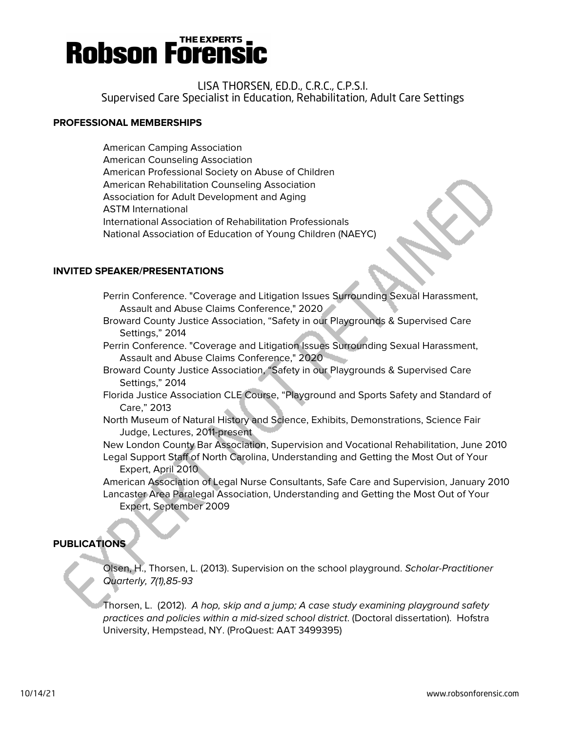# LISA THORSEN, ED.D., C.R.C., C.P.S.I.

Supervised Care Specialist in Education, Rehabilitation, Adult Care Settings

## PROFESSIONAL MEMBERSHIPS

American Camping Association
American Counseling Association
American Professional Society on Abuse of Children
American Rehabilitation Counseling Association
Association for Adult Development and Aging
ASTM International
International Association of Rehabilitation Professionals
National Association of Education of Young Children (NAEYC)

## INVITED SPEAKER/PRESENTATIONS

Perrin Conference. "Coverage and Litigation Issues Surrounding Sexual Harassment, Assault and Abuse Claims Conference," 2020
Broward County Justice Association, "Safety in our Playgrounds & Supervised Care Settings," 2014
Perrin Conference. "Coverage and Litigation Issues Surrounding Sexual Harassment, Assault and Abuse Claims Conference," 2020
Broward County Justice Association, "Safety in our Playgrounds & Supervised Care Settings," 2014
Florida Justice Association CLE Course, "Playground and Sports Safety and Standard of Care," 2013
North Museum of Natural History and Science, Exhibits, Demonstrations, Science Fair Judge, Lectures, 2011-present
New London County Bar Association, Supervision and Vocational Rehabilitation, June 2010
Legal Support Staff of North Carolina, Understanding and Getting the Most Out of Your Expert, April 2010
American Association of Legal Nurse Consultants, Safe Care and Supervision, January 2010
Lancaster Area Paralegal Association, Understanding and Getting the Most Out of Your Expert, September 2009

## PUBLICATIONS

Olsen, H., Thorsen, L. (2013). Supervision on the school playground. *Scholar-Practitioner Quarterly, 7(1),85-93*

Thorsen, L. (2012). *A hop, skip and a jump; A case study examining playground safety practices and policies within a mid-sized school district.* (Doctoral dissertation). Hofstra University, Hempstead, NY. (ProQuest: AAT 3499395)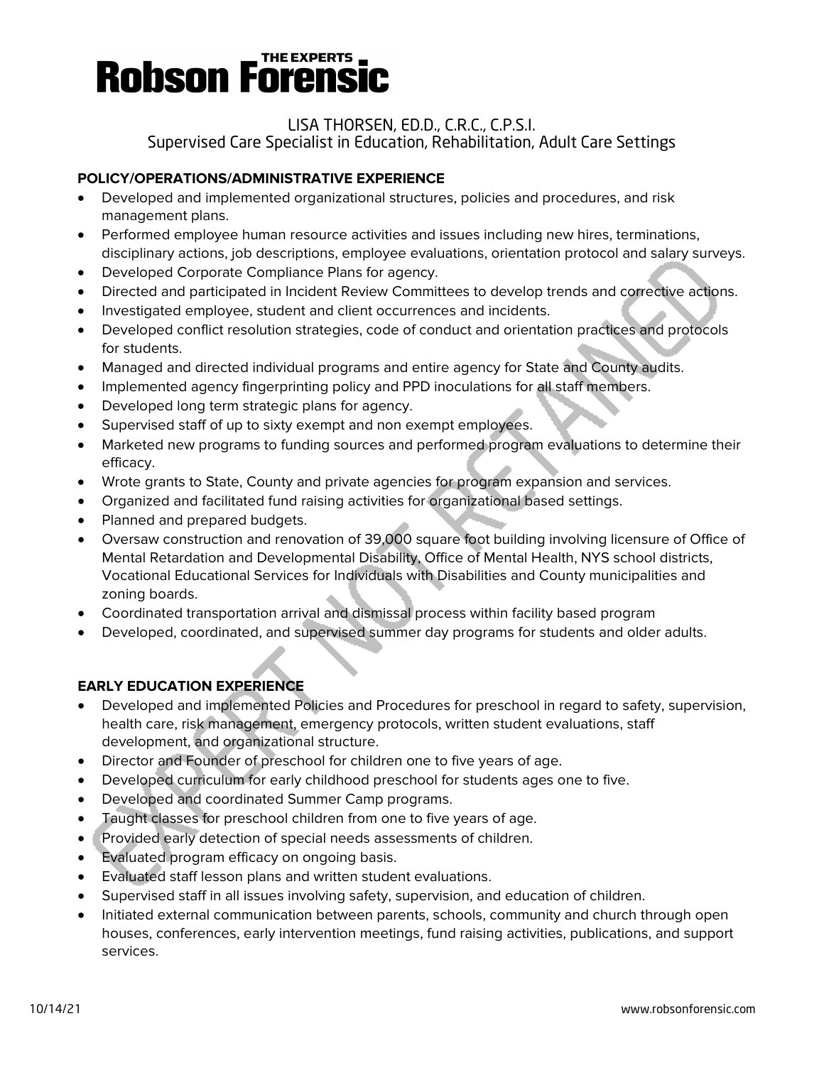LISA THORSEN, ED.D., C.R.C., C.P.S.I.
Supervised Care Specialist in Education, Rehabilitation, Adult Care Settings

**POLICY/OPERATIONS/ADMINISTRATIVE EXPERIENCE**

- Developed and implemented organizational structures, policies and procedures, and risk management plans.
- Performed employee human resource activities and issues including new hires, terminations, disciplinary actions, job descriptions, employee evaluations, orientation protocol and salary surveys.
- Developed Corporate Compliance Plans for agency.
- Directed and participated in Incident Review Committees to develop trends and corrective actions.
- Investigated employee, student and client occurrences and incidents.
- Developed conflict resolution strategies, code of conduct and orientation practices and protocols for students.
- Managed and directed individual programs and entire agency for State and County audits.
- Implemented agency fingerprinting policy and PPD inoculations for all staff members.
- Developed long term strategic plans for agency.
- Supervised staff of up to sixty exempt and non exempt employees.
- Marketed new programs to funding sources and performed program evaluations to determine their efficacy.
- Wrote grants to State, County and private agencies for program expansion and services.
- Organized and facilitated fund raising activities for organizational based settings.
- Planned and prepared budgets.
- Oversaw construction and renovation of 39,000 square foot building involving licensure of Office of Mental Retardation and Developmental Disability, Office of Mental Health, NYS school districts, Vocational Educational Services for Individuals with Disabilities and County municipalities and zoning boards.
- Coordinated transportation arrival and dismissal process within facility based program
- Developed, coordinated, and supervised summer day programs for students and older adults.

**EARLY EDUCATION EXPERIENCE**

- Developed and implemented Policies and Procedures for preschool in regard to safety, supervision, health care, risk management, emergency protocols, written student evaluations, staff development, and organizational structure.
- Director and Founder of preschool for children one to five years of age.
- Developed curriculum for early childhood preschool for students ages one to five.
- Developed and coordinated Summer Camp programs.
- Taught classes for preschool children from one to five years of age.
- Provided early detection of special needs assessments of children.
- Evaluated program efficacy on ongoing basis.
- Evaluated staff lesson plans and written student evaluations.
- Supervised staff in all issues involving safety, supervision, and education of children.
- Initiated external communication between parents, schools, community and church through open houses, conferences, early intervention meetings, fund raising activities, publications, and support services.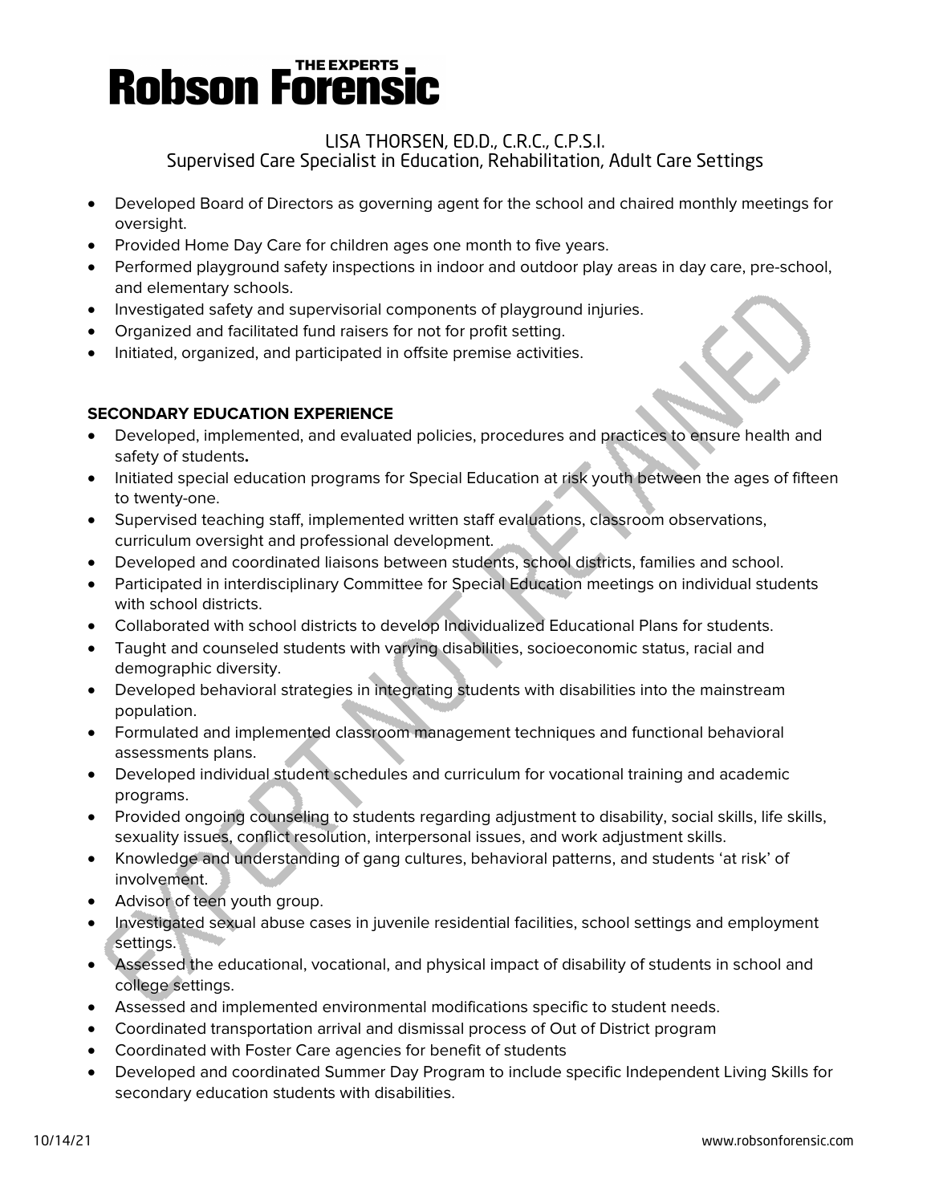- Developed Board of Directors as governing agent for the school and chaired monthly meetings for oversight.
- Provided Home Day Care for children ages one month to five years.
- Performed playground safety inspections in indoor and outdoor play areas in day care, pre-school, and elementary schools.
- Investigated safety and supervisorial components of playground injuries.
- Organized and facilitated fund raisers for not for profit setting.
- Initiated, organized, and participated in offsite premise activities.

**SECONDARY EDUCATION EXPERIENCE**

- Developed, implemented, and evaluated policies, procedures and practices to ensure health and safety of students**.**
- Initiated special education programs for Special Education at risk youth between the ages of fifteen to twenty-one.
- Supervised teaching staff, implemented written staff evaluations, classroom observations, curriculum oversight and professional development.
- Developed and coordinated liaisons between students, school districts, families and school.
- Participated in interdisciplinary Committee for Special Education meetings on individual students with school districts.
- Collaborated with school districts to develop Individualized Educational Plans for students.
- Taught and counseled students with varying disabilities, socioeconomic status, racial and demographic diversity.
- Developed behavioral strategies in integrating students with disabilities into the mainstream population.
- Formulated and implemented classroom management techniques and functional behavioral assessments plans.
- Developed individual student schedules and curriculum for vocational training and academic programs.
- Provided ongoing counseling to students regarding adjustment to disability, social skills, life skills, sexuality issues, conflict resolution, interpersonal issues, and work adjustment skills.
- Knowledge and understanding of gang cultures, behavioral patterns, and students 'at risk' of involvement.
- Advisor of teen youth group.
- Investigated sexual abuse cases in juvenile residential facilities, school settings and employment settings.
- Assessed the educational, vocational, and physical impact of disability of students in school and college settings.
- Assessed and implemented environmental modifications specific to student needs.
- Coordinated transportation arrival and dismissal process of Out of District program
- Coordinated with Foster Care agencies for benefit of students
- Developed and coordinated Summer Day Program to include specific Independent Living Skills for secondary education students with disabilities.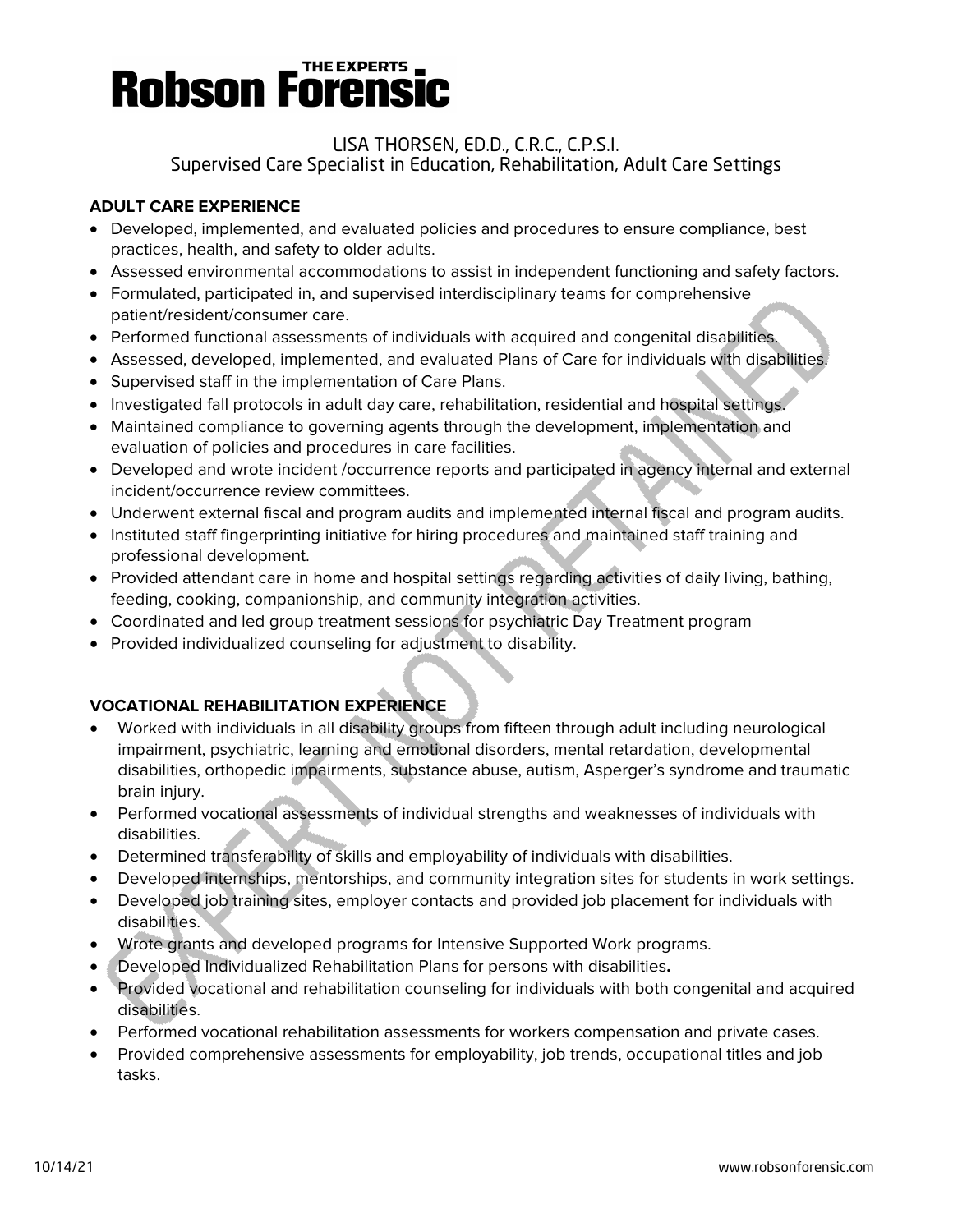# Robson Forensic

THE EXPERTS

LISA THORSEN, ED.D., C.R.C., C.P.S.I.
Supervised Care Specialist in Education, Rehabilitation, Adult Care Settings

EXPERT NOT RETAINED

### ADULT CARE EXPERIENCE

- Developed, implemented, and evaluated policies and procedures to ensure compliance, best practices, health, and safety to older adults.
- Assessed environmental accommodations to assist in independent functioning and safety factors.
- Formulated, participated in, and supervised interdisciplinary teams for comprehensive patient/resident/consumer care.
- Performed functional assessments of individuals with acquired and congenital disabilities.
- Assessed, developed, implemented, and evaluated Plans of Care for individuals with disabilities.
- Supervised staff in the implementation of Care Plans.
- Investigated fall protocols in adult day care, rehabilitation, residential and hospital settings.
- Maintained compliance to governing agents through the development, implementation and evaluation of policies and procedures in care facilities.
- Developed and wrote incident /occurrence reports and participated in agency internal and external incident/occurrence review committees.
- Underwent external fiscal and program audits and implemented internal fiscal and program audits.
- Instituted staff fingerprinting initiative for hiring procedures and maintained staff training and professional development.
- Provided attendant care in home and hospital settings regarding activities of daily living, bathing, feeding, cooking, companionship, and community integration activities.
- Coordinated and led group treatment sessions for psychiatric Day Treatment program
- Provided individualized counseling for adjustment to disability.

### VOCATIONAL REHABILITATION EXPERIENCE

- Worked with individuals in all disability groups from fifteen through adult including neurological impairment, psychiatric, learning and emotional disorders, mental retardation, developmental disabilities, orthopedic impairments, substance abuse, autism, Asperger's syndrome and traumatic brain injury.
- Performed vocational assessments of individual strengths and weaknesses of individuals with disabilities.
- Determined transferability of skills and employability of individuals with disabilities.
- Developed internships, mentorships, and community integration sites for students in work settings.
- Developed job training sites, employer contacts and provided job placement for individuals with disabilities.
- Wrote grants and developed programs for Intensive Supported Work programs.
- Developed Individualized Rehabilitation Plans for persons with disabilities**.**
- Provided vocational and rehabilitation counseling for individuals with both congenital and acquired disabilities.
- Performed vocational rehabilitation assessments for workers compensation and private cases.
- Provided comprehensive assessments for employability, job trends, occupational titles and job tasks.

10/14/21 www.robsonforensic.com